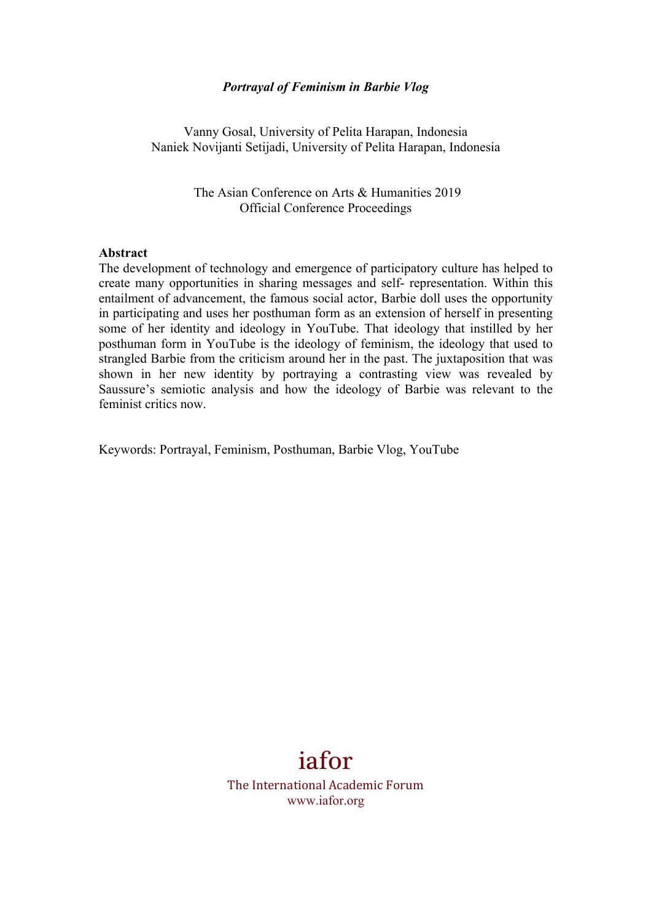***Portrayal of Feminism in Barbie Vlog***

Vanny Gosal, University of Pelita Harapan, Indonesia
Naniek Novijanti Setijadi, University of Pelita Harapan, Indonesia

The Asian Conference on Arts & Humanities 2019
Official Conference Proceedings

**Abstract**

The development of technology and emergence of participatory culture has helped to create many opportunities in sharing messages and self- representation. Within this entailment of advancement, the famous social actor, Barbie doll uses the opportunity in participating and uses her posthuman form as an extension of herself in presenting some of her identity and ideology in YouTube. That ideology that instilled by her posthuman form in YouTube is the ideology of feminism, the ideology that used to strangled Barbie from the criticism around her in the past. The juxtaposition that was shown in her new identity by portraying a contrasting view was revealed by Saussure's semiotic analysis and how the ideology of Barbie was relevant to the feminist critics now.

Keywords: Portrayal, Feminism, Posthuman, Barbie Vlog, YouTube

iafor
The International Academic Forum
www.iafor.org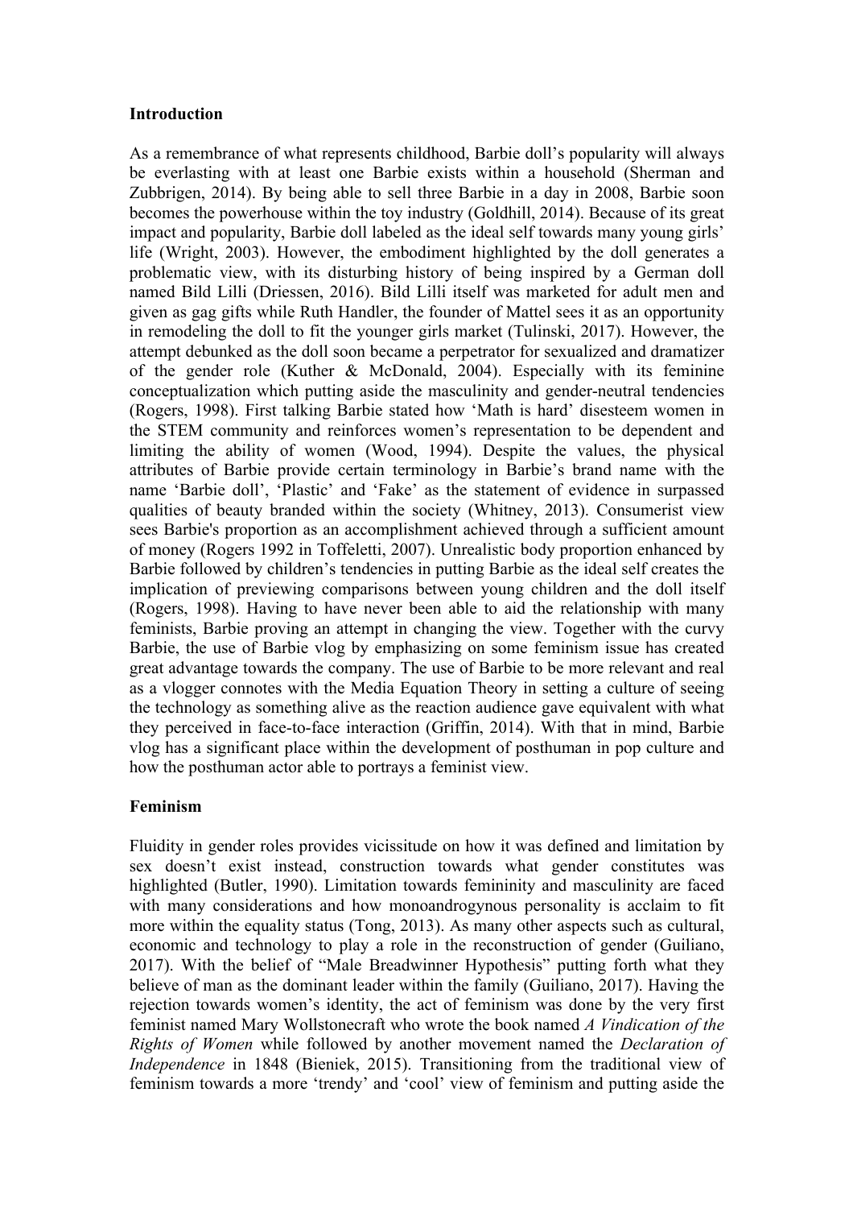**Introduction**

As a remembrance of what represents childhood, Barbie doll's popularity will always be everlasting with at least one Barbie exists within a household (Sherman and Zubbrigen, 2014). By being able to sell three Barbie in a day in 2008, Barbie soon becomes the powerhouse within the toy industry (Goldhill, 2014). Because of its great impact and popularity, Barbie doll labeled as the ideal self towards many young girls' life (Wright, 2003). However, the embodiment highlighted by the doll generates a problematic view, with its disturbing history of being inspired by a German doll named Bild Lilli (Driessen, 2016). Bild Lilli itself was marketed for adult men and given as gag gifts while Ruth Handler, the founder of Mattel sees it as an opportunity in remodeling the doll to fit the younger girls market (Tulinski, 2017). However, the attempt debunked as the doll soon became a perpetrator for sexualized and dramatizer of the gender role (Kuther & McDonald, 2004). Especially with its feminine conceptualization which putting aside the masculinity and gender-neutral tendencies (Rogers, 1998). First talking Barbie stated how 'Math is hard' disesteem women in the STEM community and reinforces women's representation to be dependent and limiting the ability of women (Wood, 1994). Despite the values, the physical attributes of Barbie provide certain terminology in Barbie's brand name with the name 'Barbie doll', 'Plastic' and 'Fake' as the statement of evidence in surpassed qualities of beauty branded within the society (Whitney, 2013). Consumerist view sees Barbie's proportion as an accomplishment achieved through a sufficient amount of money (Rogers 1992 in Toffeletti, 2007). Unrealistic body proportion enhanced by Barbie followed by children's tendencies in putting Barbie as the ideal self creates the implication of previewing comparisons between young children and the doll itself (Rogers, 1998). Having to have never been able to aid the relationship with many feminists, Barbie proving an attempt in changing the view. Together with the curvy Barbie, the use of Barbie vlog by emphasizing on some feminism issue has created great advantage towards the company. The use of Barbie to be more relevant and real as a vlogger connotes with the Media Equation Theory in setting a culture of seeing the technology as something alive as the reaction audience gave equivalent with what they perceived in face-to-face interaction (Griffin, 2014). With that in mind, Barbie vlog has a significant place within the development of posthuman in pop culture and how the posthuman actor able to portrays a feminist view.

**Feminism**

Fluidity in gender roles provides vicissitude on how it was defined and limitation by sex doesn't exist instead, construction towards what gender constitutes was highlighted (Butler, 1990). Limitation towards femininity and masculinity are faced with many considerations and how monoandrogynous personality is acclaim to fit more within the equality status (Tong, 2013). As many other aspects such as cultural, economic and technology to play a role in the reconstruction of gender (Guiliano, 2017). With the belief of "Male Breadwinner Hypothesis" putting forth what they believe of man as the dominant leader within the family (Guiliano, 2017). Having the rejection towards women's identity, the act of feminism was done by the very first feminist named Mary Wollstonecraft who wrote the book named *A Vindication of the Rights of Women* while followed by another movement named the *Declaration of Independence* in 1848 (Bieniek, 2015). Transitioning from the traditional view of feminism towards a more 'trendy' and 'cool' view of feminism and putting aside the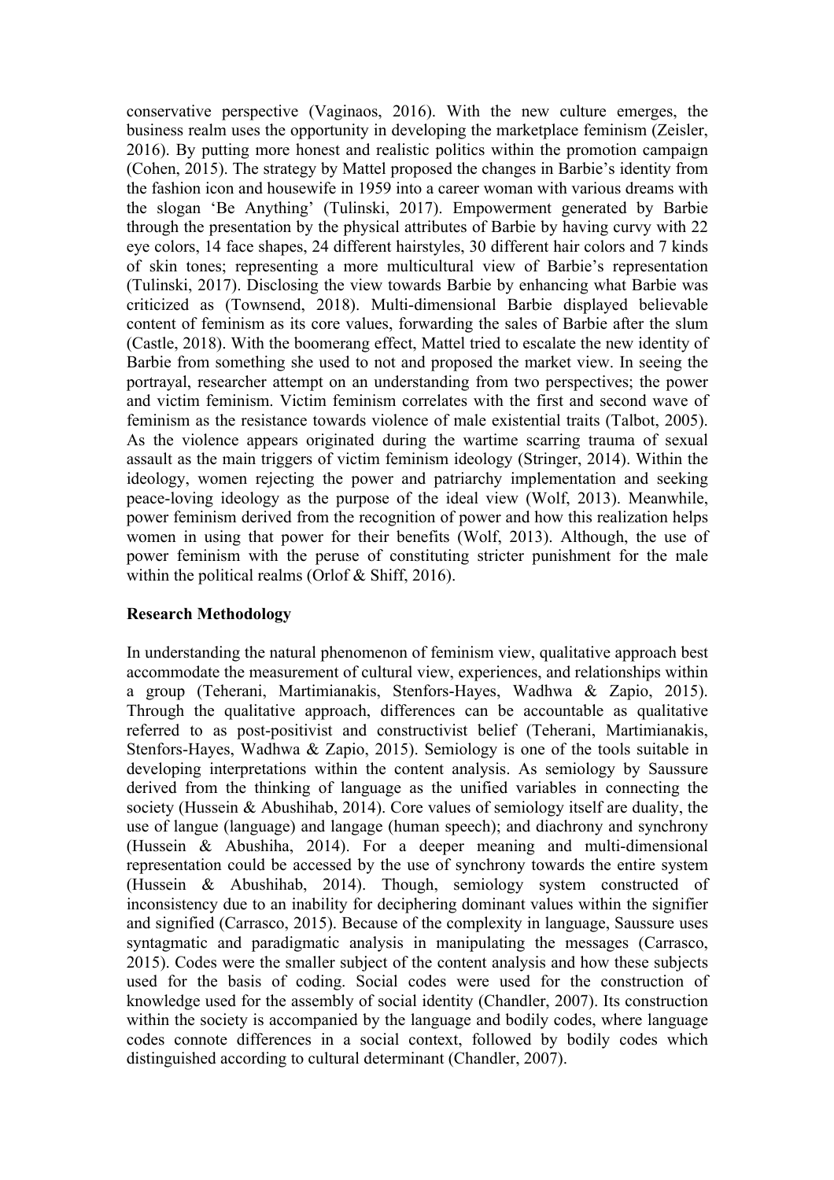conservative perspective (Vaginaos, 2016). With the new culture emerges, the business realm uses the opportunity in developing the marketplace feminism (Zeisler, 2016). By putting more honest and realistic politics within the promotion campaign (Cohen, 2015). The strategy by Mattel proposed the changes in Barbie's identity from the fashion icon and housewife in 1959 into a career woman with various dreams with the slogan 'Be Anything' (Tulinski, 2017). Empowerment generated by Barbie through the presentation by the physical attributes of Barbie by having curvy with 22 eye colors, 14 face shapes, 24 different hairstyles, 30 different hair colors and 7 kinds of skin tones; representing a more multicultural view of Barbie's representation (Tulinski, 2017). Disclosing the view towards Barbie by enhancing what Barbie was criticized as (Townsend, 2018). Multi-dimensional Barbie displayed believable content of feminism as its core values, forwarding the sales of Barbie after the slum (Castle, 2018). With the boomerang effect, Mattel tried to escalate the new identity of Barbie from something she used to not and proposed the market view. In seeing the portrayal, researcher attempt on an understanding from two perspectives; the power and victim feminism. Victim feminism correlates with the first and second wave of feminism as the resistance towards violence of male existential traits (Talbot, 2005). As the violence appears originated during the wartime scarring trauma of sexual assault as the main triggers of victim feminism ideology (Stringer, 2014). Within the ideology, women rejecting the power and patriarchy implementation and seeking peace-loving ideology as the purpose of the ideal view (Wolf, 2013). Meanwhile, power feminism derived from the recognition of power and how this realization helps women in using that power for their benefits (Wolf, 2013). Although, the use of power feminism with the peruse of constituting stricter punishment for the male within the political realms (Orlof & Shiff, 2016).

**Research Methodology**

In understanding the natural phenomenon of feminism view, qualitative approach best accommodate the measurement of cultural view, experiences, and relationships within a group (Teherani, Martimianakis, Stenfors-Hayes, Wadhwa & Zapio, 2015). Through the qualitative approach, differences can be accountable as qualitative referred to as post-positivist and constructivist belief (Teherani, Martimianakis, Stenfors-Hayes, Wadhwa & Zapio, 2015). Semiology is one of the tools suitable in developing interpretations within the content analysis. As semiology by Saussure derived from the thinking of language as the unified variables in connecting the society (Hussein & Abushihab, 2014). Core values of semiology itself are duality, the use of langue (language) and langage (human speech); and diachrony and synchrony (Hussein & Abushiha, 2014). For a deeper meaning and multi-dimensional representation could be accessed by the use of synchrony towards the entire system (Hussein & Abushihab, 2014). Though, semiology system constructed of inconsistency due to an inability for deciphering dominant values within the signifier and signified (Carrasco, 2015). Because of the complexity in language, Saussure uses syntagmatic and paradigmatic analysis in manipulating the messages (Carrasco, 2015). Codes were the smaller subject of the content analysis and how these subjects used for the basis of coding. Social codes were used for the construction of knowledge used for the assembly of social identity (Chandler, 2007). Its construction within the society is accompanied by the language and bodily codes, where language codes connote differences in a social context, followed by bodily codes which distinguished according to cultural determinant (Chandler, 2007).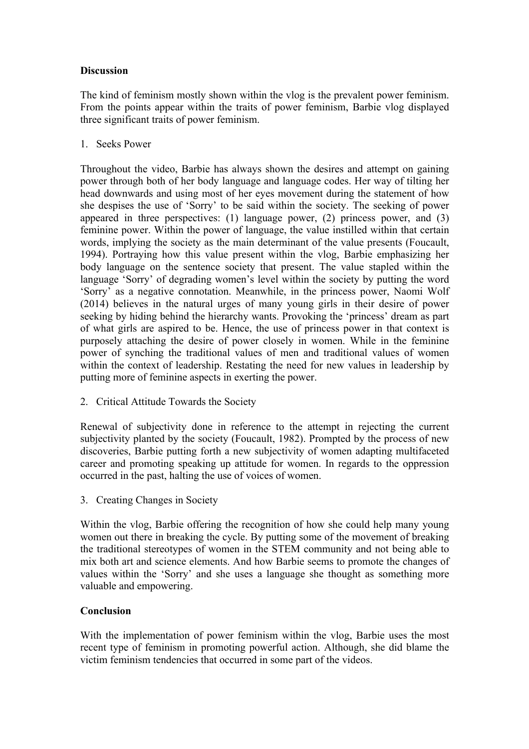**Discussion**

The kind of feminism mostly shown within the vlog is the prevalent power feminism. From the points appear within the traits of power feminism, Barbie vlog displayed three significant traits of power feminism.

1. Seeks Power

Throughout the video, Barbie has always shown the desires and attempt on gaining power through both of her body language and language codes. Her way of tilting her head downwards and using most of her eyes movement during the statement of how she despises the use of 'Sorry' to be said within the society. The seeking of power appeared in three perspectives: (1) language power, (2) princess power, and (3) feminine power. Within the power of language, the value instilled within that certain words, implying the society as the main determinant of the value presents (Foucault, 1994). Portraying how this value present within the vlog, Barbie emphasizing her body language on the sentence society that present. The value stapled within the language 'Sorry' of degrading women's level within the society by putting the word 'Sorry' as a negative connotation. Meanwhile, in the princess power, Naomi Wolf (2014) believes in the natural urges of many young girls in their desire of power seeking by hiding behind the hierarchy wants. Provoking the 'princess' dream as part of what girls are aspired to be. Hence, the use of princess power in that context is purposely attaching the desire of power closely in women. While in the feminine power of synching the traditional values of men and traditional values of women within the context of leadership. Restating the need for new values in leadership by putting more of feminine aspects in exerting the power.

2. Critical Attitude Towards the Society

Renewal of subjectivity done in reference to the attempt in rejecting the current subjectivity planted by the society (Foucault, 1982). Prompted by the process of new discoveries, Barbie putting forth a new subjectivity of women adapting multifaceted career and promoting speaking up attitude for women. In regards to the oppression occurred in the past, halting the use of voices of women.

3. Creating Changes in Society

Within the vlog, Barbie offering the recognition of how she could help many young women out there in breaking the cycle. By putting some of the movement of breaking the traditional stereotypes of women in the STEM community and not being able to mix both art and science elements. And how Barbie seems to promote the changes of values within the 'Sorry' and she uses a language she thought as something more valuable and empowering.

**Conclusion**

With the implementation of power feminism within the vlog, Barbie uses the most recent type of feminism in promoting powerful action. Although, she did blame the victim feminism tendencies that occurred in some part of the videos.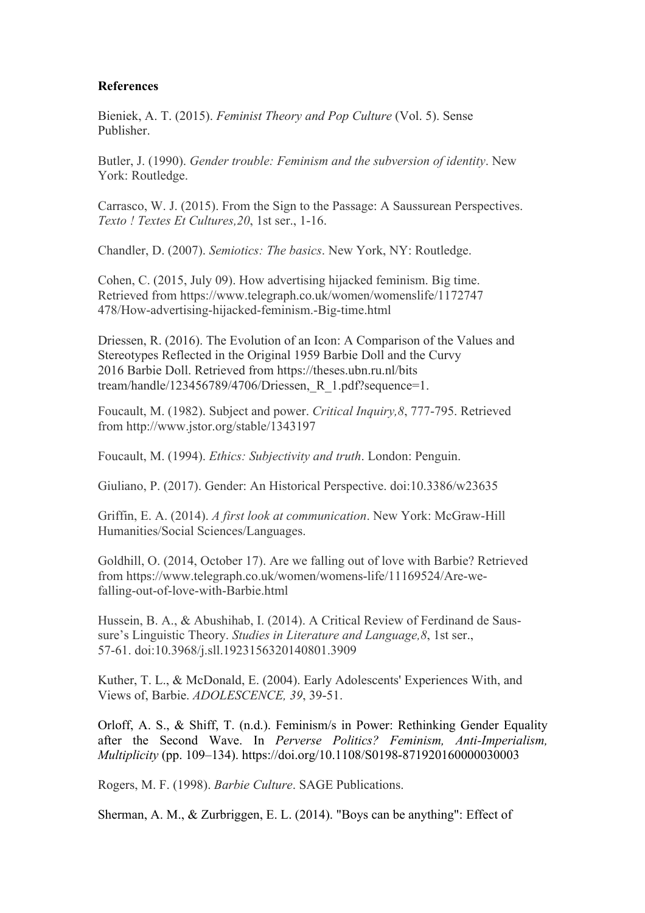**References**

Bieniek, A. T. (2015). *Feminist Theory and Pop Culture* (Vol. 5). Sense Publisher.

Butler, J. (1990). *Gender trouble: Feminism and the subversion of identity*. New York: Routledge.

Carrasco, W. J. (2015). From the Sign to the Passage: A Saussurean Perspectives. *Texto ! Textes Et Cultures,20*, 1st ser., 1-16.

Chandler, D. (2007). *Semiotics: The basics*. New York, NY: Routledge.

Cohen, C. (2015, July 09). How advertising hijacked feminism. Big time. Retrieved from https://www.telegraph.co.uk/women/womenslife/1172747 478/How-advertising-hijacked-feminism.-Big-time.html

Driessen, R. (2016). The Evolution of an Icon: A Comparison of the Values and Stereotypes Reflected in the Original 1959 Barbie Doll and the Curvy 2016 Barbie Doll. Retrieved from https://theses.ubn.ru.nl/bits tream/handle/123456789/4706/Driessen,_R_1.pdf?sequence=1.

Foucault, M. (1982). Subject and power. *Critical Inquiry,8*, 777-795. Retrieved from http://www.jstor.org/stable/1343197

Foucault, M. (1994). *Ethics: Subjectivity and truth*. London: Penguin.

Giuliano, P. (2017). Gender: An Historical Perspective. doi:10.3386/w23635

Griffin, E. A. (2014). *A first look at communication*. New York: McGraw-Hill Humanities/Social Sciences/Languages.

Goldhill, O. (2014, October 17). Are we falling out of love with Barbie? Retrieved from https://www.telegraph.co.uk/women/womens-life/11169524/Are-we-falling-out-of-love-with-Barbie.html

Hussein, B. A., & Abushihab, I. (2014). A Critical Review of Ferdinand de Saussure's Linguistic Theory. *Studies in Literature and Language,8*, 1st ser., 57-61. doi:10.3968/j.sll.1923156320140801.3909

Kuther, T. L., & McDonald, E. (2004). Early Adolescents' Experiences With, and Views of, Barbie. *ADOLESCENCE, 39*, 39-51.

Orloff, A. S., & Shiff, T. (n.d.). Feminism/s in Power: Rethinking Gender Equality after the Second Wave. In *Perverse Politics? Feminism, Anti-Imperialism, Multiplicity* (pp. 109–134). https://doi.org/10.1108/S0198-871920160000030003

Rogers, M. F. (1998). *Barbie Culture*. SAGE Publications.

Sherman, A. M., & Zurbriggen, E. L. (2014). "Boys can be anything": Effect of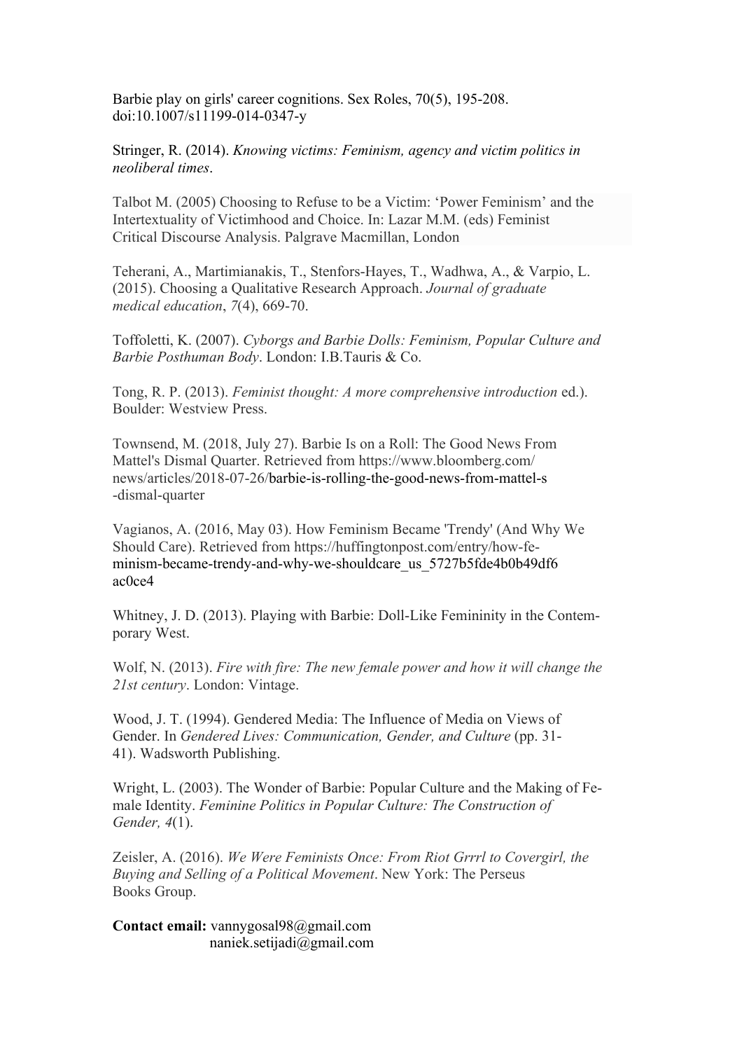Barbie play on girls' career cognitions. Sex Roles, 70(5), 195-208. doi:10.1007/s11199-014-0347-y

Stringer, R. (2014). *Knowing victims: Feminism, agency and victim politics in neoliberal times*.

Talbot M. (2005) Choosing to Refuse to be a Victim: 'Power Feminism' and the Intertextuality of Victimhood and Choice. In: Lazar M.M. (eds) Feminist Critical Discourse Analysis. Palgrave Macmillan, London

Teherani, A., Martimianakis, T., Stenfors-Hayes, T., Wadhwa, A., & Varpio, L. (2015). Choosing a Qualitative Research Approach. *Journal of graduate medical education*, *7*(4), 669-70.

Toffoletti, K. (2007). *Cyborgs and Barbie Dolls: Feminism, Popular Culture and Barbie Posthuman Body*. London: I.B.Tauris & Co.

Tong, R. P. (2013). *Feminist thought: A more comprehensive introduction* ed.). Boulder: Westview Press.

Townsend, M. (2018, July 27). Barbie Is on a Roll: The Good News From Mattel's Dismal Quarter. Retrieved from https://www.bloomberg.com/news/articles/2018-07-26/barbie-is-rolling-the-good-news-from-mattel-s-dismal-quarter

Vagianos, A. (2016, May 03). How Feminism Became 'Trendy' (And Why We Should Care). Retrieved from https://huffingtonpost.com/entry/how-feminism-became-trendy-and-why-we-shouldcare_us_5727b5fde4b0b49df6ac0ce4

Whitney, J. D. (2013). Playing with Barbie: Doll-Like Femininity in the Contemporary West.

Wolf, N. (2013). *Fire with fire: The new female power and how it will change the 21st century*. London: Vintage.

Wood, J. T. (1994). Gendered Media: The Influence of Media on Views of Gender. In *Gendered Lives: Communication, Gender, and Culture* (pp. 31-41). Wadsworth Publishing.

Wright, L. (2003). The Wonder of Barbie: Popular Culture and the Making of Female Identity. *Feminine Politics in Popular Culture: The Construction of Gender, 4*(1).

Zeisler, A. (2016). *We Were Feminists Once: From Riot Grrrl to Covergirl, the Buying and Selling of a Political Movement*. New York: The Perseus Books Group.

**Contact email:** vannygosal98@gmail.com
naniek.setijadi@gmail.com